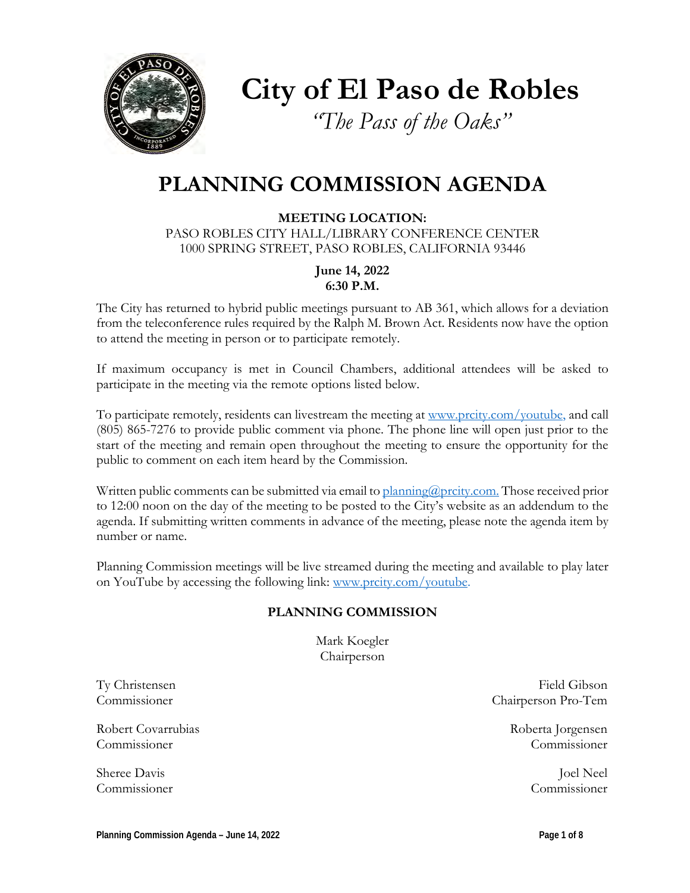# City of El Paso de Robles

*"The Pass of the Oaks"*

# PLANNING COMMISSION AGENDA

**MEETING LOCATION:**
PASO ROBLES CITY HALL/LIBRARY CONFERENCE CENTER
1000 SPRING STREET, PASO ROBLES, CALIFORNIA 93446

**June 14, 2022**
**6:30 P.M.**

The City has returned to hybrid public meetings pursuant to AB 361, which allows for a deviation from the teleconference rules required by the Ralph M. Brown Act. Residents now have the option to attend the meeting in person or to participate remotely.

If maximum occupancy is met in Council Chambers, additional attendees will be asked to participate in the meeting via the remote options listed below.

To participate remotely, residents can livestream the meeting at www.prcity.com/youtube, and call (805) 865-7276 to provide public comment via phone. The phone line will open just prior to the start of the meeting and remain open throughout the meeting to ensure the opportunity for the public to comment on each item heard by the Commission.

Written public comments can be submitted via email to planning@prcity.com. Those received prior to 12:00 noon on the day of the meeting to be posted to the City's website as an addendum to the agenda. If submitting written comments in advance of the meeting, please note the agenda item by number or name.

Planning Commission meetings will be live streamed during the meeting and available to play later on YouTube by accessing the following link: www.prcity.com/youtube.

**PLANNING COMMISSION**

Mark Koegler
Chairperson

Ty Christensen
Commissioner

Field Gibson
Chairperson Pro-Tem

Robert Covarrubias
Commissioner

Roberta Jorgensen
Commissioner

Sheree Davis
Commissioner

Joel Neel
Commissioner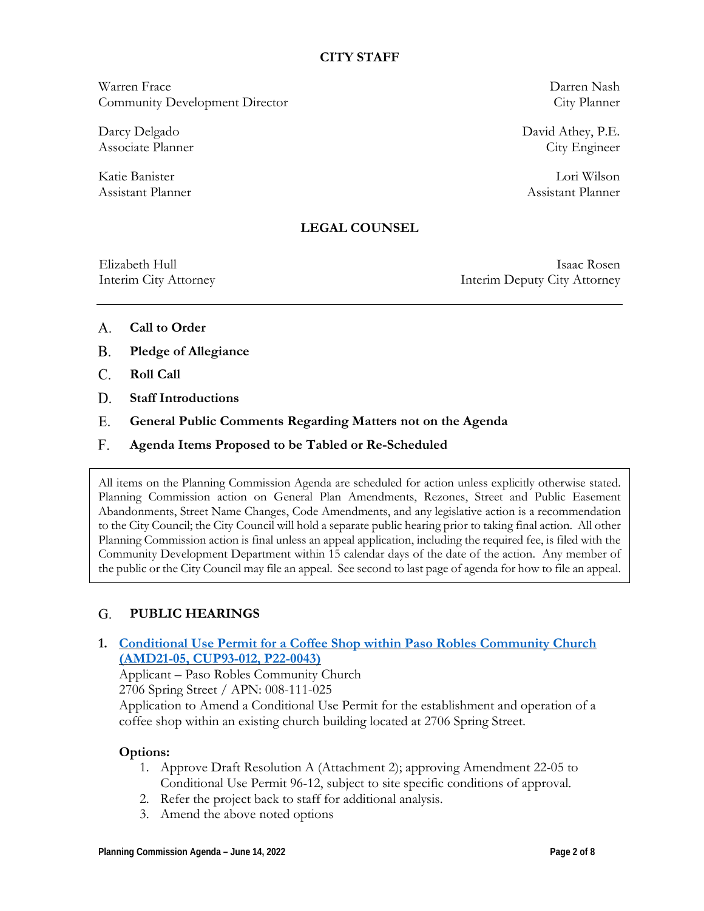## CITY STAFF

Warren Frace
Community Development Director

Darren Nash
City Planner

Darcy Delgado
Associate Planner

David Athey, P.E.
City Engineer

Katie Banister
Assistant Planner

Lori Wilson
Assistant Planner

## LEGAL COUNSEL

Elizabeth Hull
Interim City Attorney

Isaac Rosen
Interim Deputy City Attorney

---

A. **Call to Order**

B. **Pledge of Allegiance**

C. **Roll Call**

D. **Staff Introductions**

E. **General Public Comments Regarding Matters not on the Agenda**

F. **Agenda Items Proposed to be Tabled or Re-Scheduled**

> All items on the Planning Commission Agenda are scheduled for action unless explicitly otherwise stated. Planning Commission action on General Plan Amendments, Rezones, Street and Public Easement Abandonments, Street Name Changes, Code Amendments, and any legislative action is a recommendation to the City Council; the City Council will hold a separate public hearing prior to taking final action. All other Planning Commission action is final unless an appeal application, including the required fee, is filed with the Community Development Department within 15 calendar days of the date of the action. Any member of the public or the City Council may file an appeal. See second to last page of agenda for how to file an appeal.

## G. PUBLIC HEARINGS

**1. Conditional Use Permit for a Coffee Shop within Paso Robles Community Church (AMD21-05, CUP93-012, P22-0043)**

Applicant – Paso Robles Community Church
2706 Spring Street / APN: 008-111-025
Application to Amend a Conditional Use Permit for the establishment and operation of a coffee shop within an existing church building located at 2706 Spring Street.

**Options:**

1. Approve Draft Resolution A (Attachment 2); approving Amendment 22-05 to Conditional Use Permit 96-12, subject to site specific conditions of approval.
2. Refer the project back to staff for additional analysis.
3. Amend the above noted options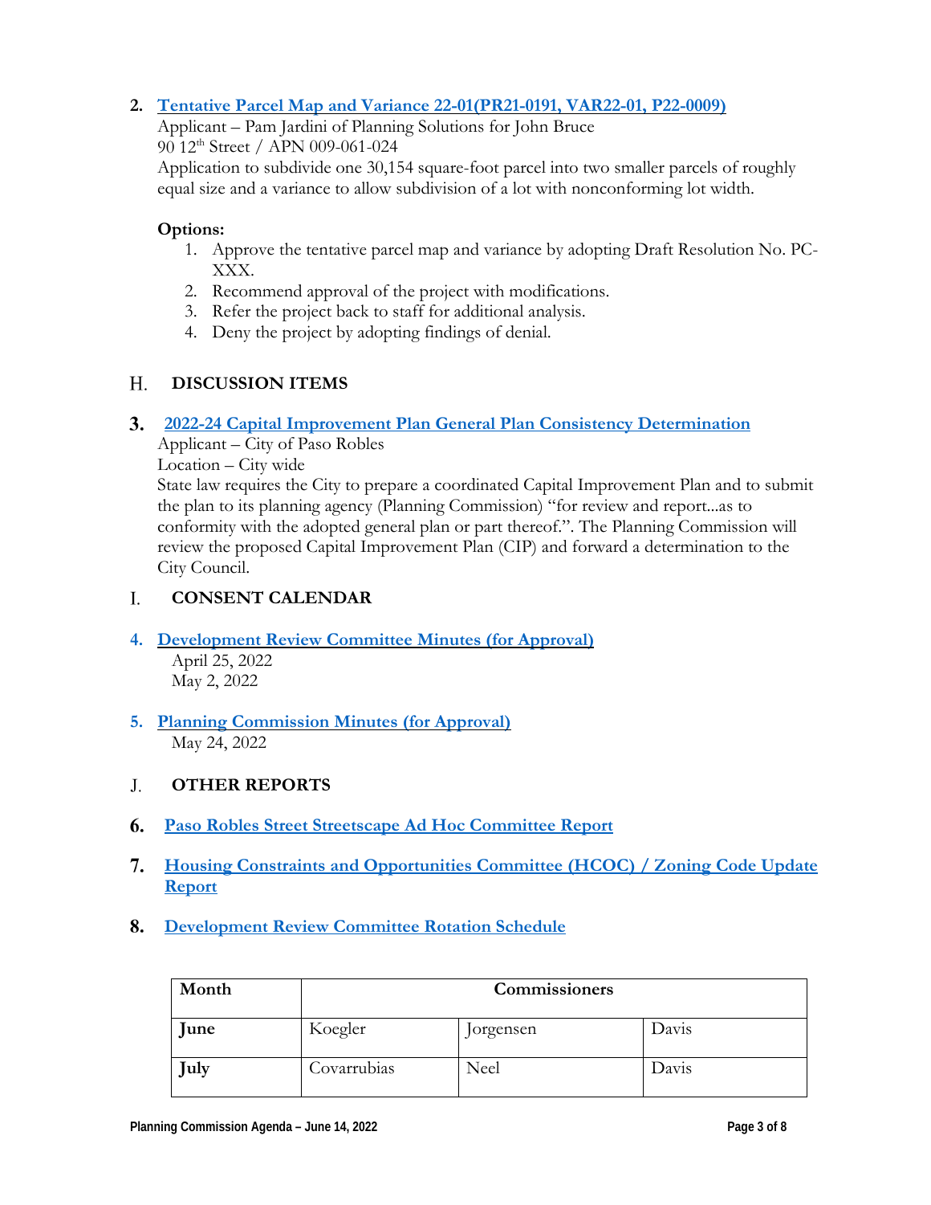2. **Tentative Parcel Map and Variance 22-01(PR21-0191, VAR22-01, P22-0009)**

   Applicant – Pam Jardini of Planning Solutions for John Bruce
   90 12th Street / APN 009-061-024
   Application to subdivide one 30,154 square-foot parcel into two smaller parcels of roughly equal size and a variance to allow subdivision of a lot with nonconforming lot width.

   **Options:**

   1. Approve the tentative parcel map and variance by adopting Draft Resolution No. PC-XXX.
   2. Recommend approval of the project with modifications.
   3. Refer the project back to staff for additional analysis.
   4. Deny the project by adopting findings of denial.

## H. DISCUSSION ITEMS

3. **2022-24 Capital Improvement Plan General Plan Consistency Determination**

   Applicant – City of Paso Robles
   Location – City wide
   State law requires the City to prepare a coordinated Capital Improvement Plan and to submit the plan to its planning agency (Planning Commission) "for review and report...as to conformity with the adopted general plan or part thereof.". The Planning Commission will review the proposed Capital Improvement Plan (CIP) and forward a determination to the City Council.

## I. CONSENT CALENDAR

4. **Development Review Committee Minutes (for Approval)**

   April 25, 2022
   May 2, 2022

5. **Planning Commission Minutes (for Approval)**

   May 24, 2022

## J. OTHER REPORTS

6. **Paso Robles Street Streetscape Ad Hoc Committee Report**

7. **Housing Constraints and Opportunities Committee (HCOC) / Zoning Code Update Report**

8. **Development Review Committee Rotation Schedule**

| Month | Commissioners | | |
|---|---|---|---|
| **June** | Koegler | Jorgensen | Davis |
| **July** | Covarrubias | Neel | Davis |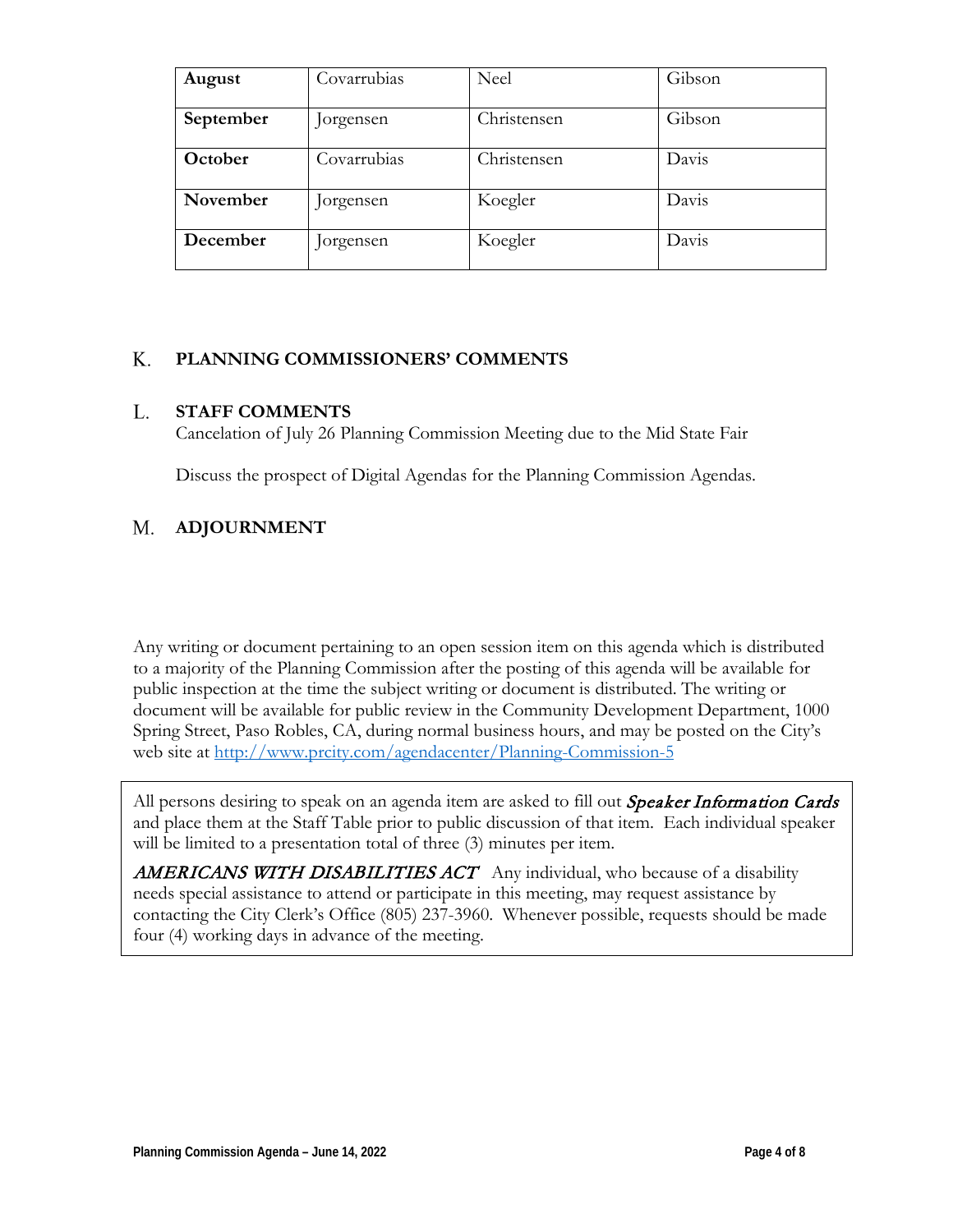| August | Covarrubias | Neel | Gibson |
|---|---|---|---|
| September | Jorgensen | Christensen | Gibson |
| October | Covarrubias | Christensen | Davis |
| November | Jorgensen | Koegler | Davis |
| December | Jorgensen | Koegler | Davis |

## K. PLANNING COMMISSIONERS' COMMENTS

## L. STAFF COMMENTS

Cancelation of July 26 Planning Commission Meeting due to the Mid State Fair

Discuss the prospect of Digital Agendas for the Planning Commission Agendas.

## M. ADJOURNMENT

Any writing or document pertaining to an open session item on this agenda which is distributed to a majority of the Planning Commission after the posting of this agenda will be available for public inspection at the time the subject writing or document is distributed. The writing or document will be available for public review in the Community Development Department, 1000 Spring Street, Paso Robles, CA, during normal business hours, and may be posted on the City's web site at http://www.prcity.com/agendacenter/Planning-Commission-5

All persons desiring to speak on an agenda item are asked to fill out ***Speaker Information Cards*** and place them at the Staff Table prior to public discussion of that item. Each individual speaker will be limited to a presentation total of three (3) minutes per item.

***AMERICANS WITH DISABILITIES ACT*** Any individual, who because of a disability needs special assistance to attend or participate in this meeting, may request assistance by contacting the City Clerk's Office (805) 237-3960. Whenever possible, requests should be made four (4) working days in advance of the meeting.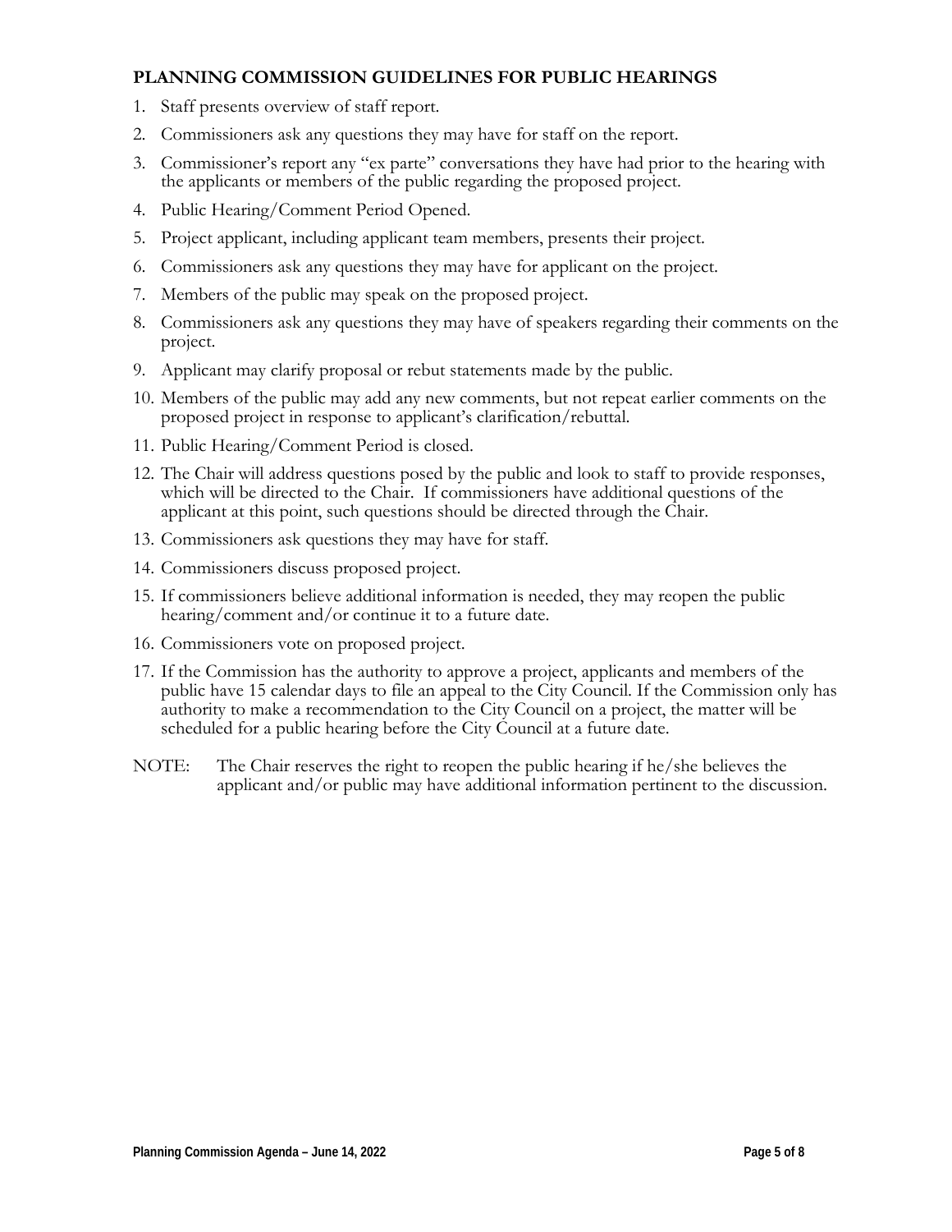## PLANNING COMMISSION GUIDELINES FOR PUBLIC HEARINGS

1. Staff presents overview of staff report.
2. Commissioners ask any questions they may have for staff on the report.
3. Commissioner's report any "ex parte" conversations they have had prior to the hearing with the applicants or members of the public regarding the proposed project.
4. Public Hearing/Comment Period Opened.
5. Project applicant, including applicant team members, presents their project.
6. Commissioners ask any questions they may have for applicant on the project.
7. Members of the public may speak on the proposed project.
8. Commissioners ask any questions they may have of speakers regarding their comments on the project.
9. Applicant may clarify proposal or rebut statements made by the public.
10. Members of the public may add any new comments, but not repeat earlier comments on the proposed project in response to applicant's clarification/rebuttal.
11. Public Hearing/Comment Period is closed.
12. The Chair will address questions posed by the public and look to staff to provide responses, which will be directed to the Chair. If commissioners have additional questions of the applicant at this point, such questions should be directed through the Chair.
13. Commissioners ask questions they may have for staff.
14. Commissioners discuss proposed project.
15. If commissioners believe additional information is needed, they may reopen the public hearing/comment and/or continue it to a future date.
16. Commissioners vote on proposed project.
17. If the Commission has the authority to approve a project, applicants and members of the public have 15 calendar days to file an appeal to the City Council. If the Commission only has authority to make a recommendation to the City Council on a project, the matter will be scheduled for a public hearing before the City Council at a future date.

NOTE: The Chair reserves the right to reopen the public hearing if he/she believes the applicant and/or public may have additional information pertinent to the discussion.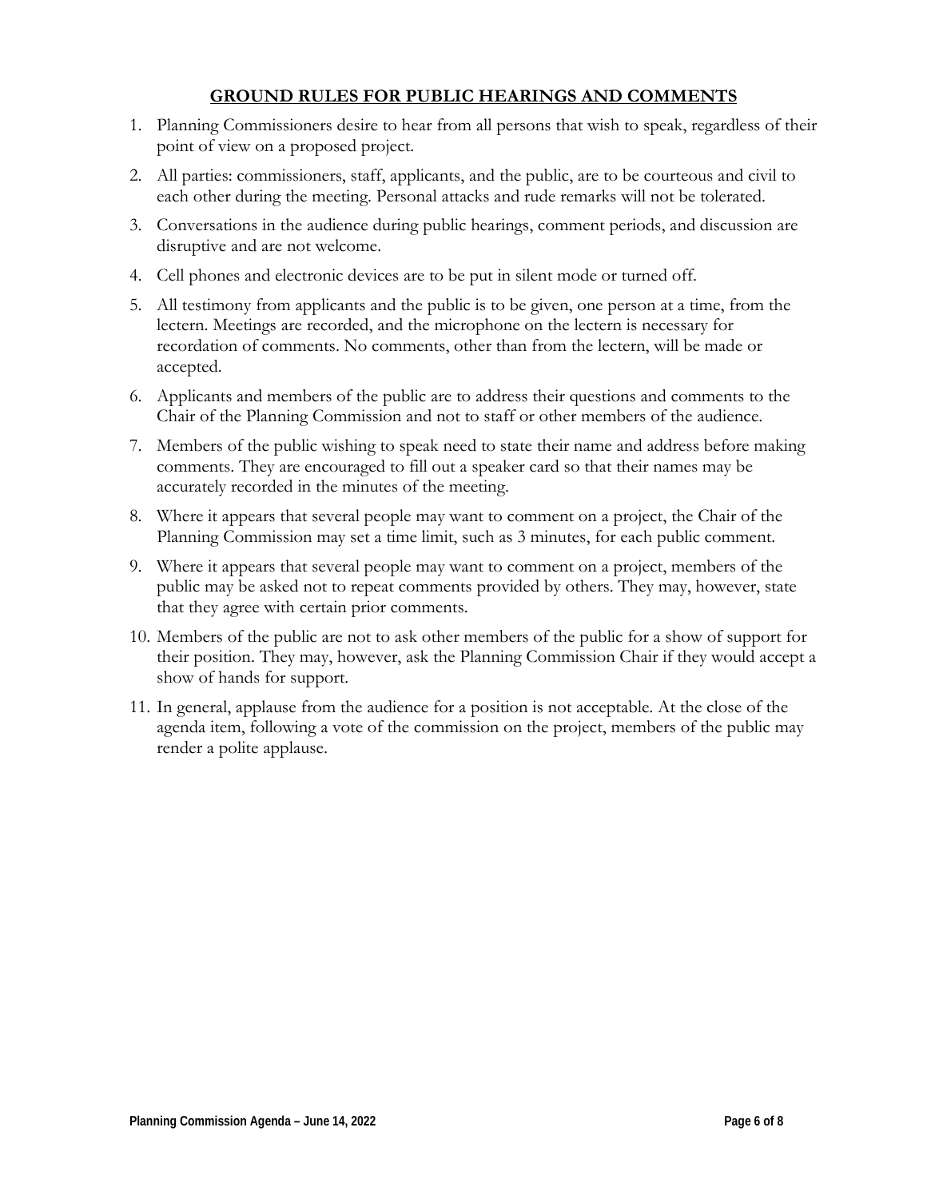## GROUND RULES FOR PUBLIC HEARINGS AND COMMENTS

1. Planning Commissioners desire to hear from all persons that wish to speak, regardless of their point of view on a proposed project.
2. All parties: commissioners, staff, applicants, and the public, are to be courteous and civil to each other during the meeting. Personal attacks and rude remarks will not be tolerated.
3. Conversations in the audience during public hearings, comment periods, and discussion are disruptive and are not welcome.
4. Cell phones and electronic devices are to be put in silent mode or turned off.
5. All testimony from applicants and the public is to be given, one person at a time, from the lectern. Meetings are recorded, and the microphone on the lectern is necessary for recordation of comments. No comments, other than from the lectern, will be made or accepted.
6. Applicants and members of the public are to address their questions and comments to the Chair of the Planning Commission and not to staff or other members of the audience.
7. Members of the public wishing to speak need to state their name and address before making comments. They are encouraged to fill out a speaker card so that their names may be accurately recorded in the minutes of the meeting.
8. Where it appears that several people may want to comment on a project, the Chair of the Planning Commission may set a time limit, such as 3 minutes, for each public comment.
9. Where it appears that several people may want to comment on a project, members of the public may be asked not to repeat comments provided by others. They may, however, state that they agree with certain prior comments.
10. Members of the public are not to ask other members of the public for a show of support for their position. They may, however, ask the Planning Commission Chair if they would accept a show of hands for support.
11. In general, applause from the audience for a position is not acceptable. At the close of the agenda item, following a vote of the commission on the project, members of the public may render a polite applause.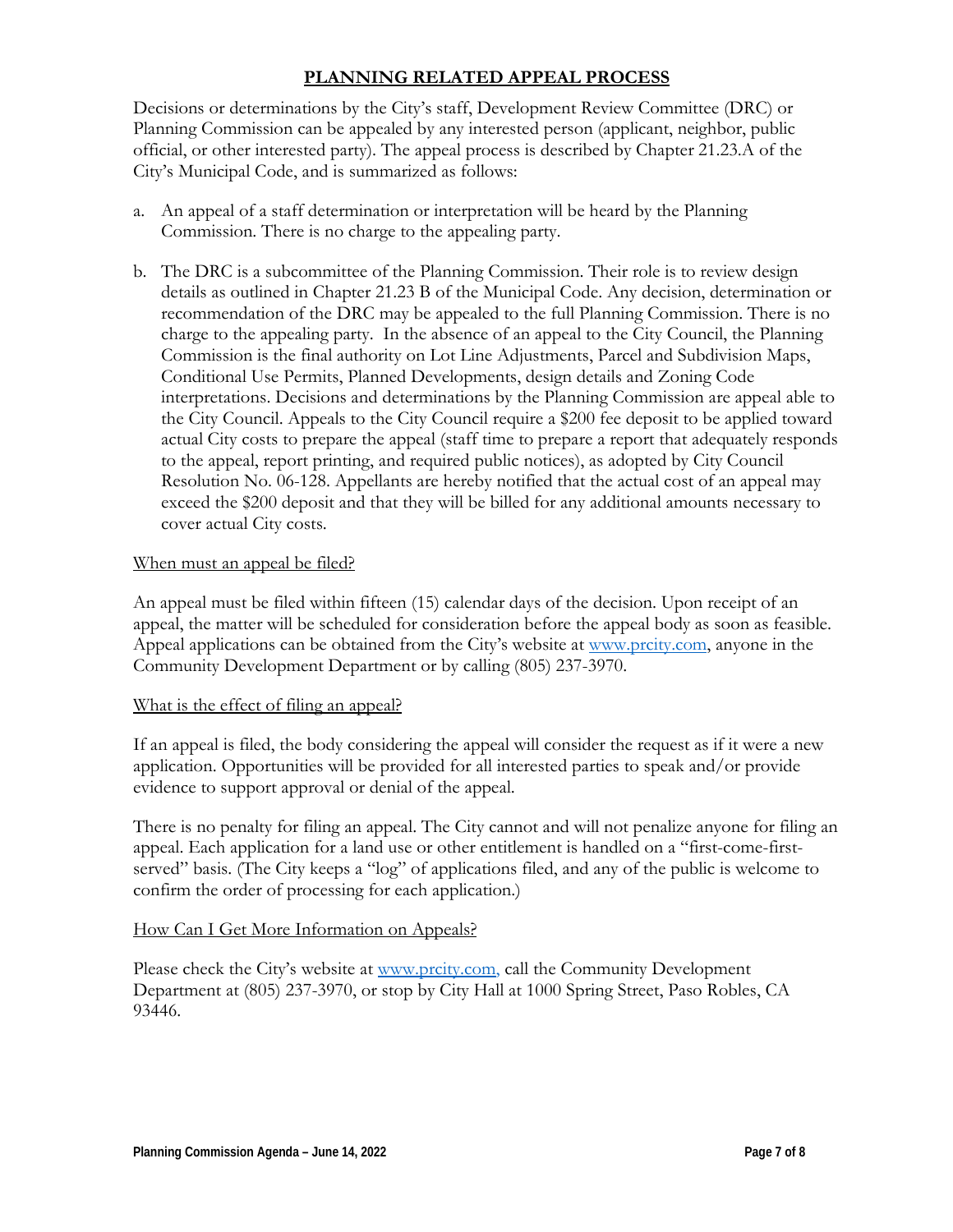# PLANNING RELATED APPEAL PROCESS

Decisions or determinations by the City's staff, Development Review Committee (DRC) or Planning Commission can be appealed by any interested person (applicant, neighbor, public official, or other interested party). The appeal process is described by Chapter 21.23.A of the City's Municipal Code, and is summarized as follows:

a. An appeal of a staff determination or interpretation will be heard by the Planning Commission. There is no charge to the appealing party.

b. The DRC is a subcommittee of the Planning Commission. Their role is to review design details as outlined in Chapter 21.23 B of the Municipal Code. Any decision, determination or recommendation of the DRC may be appealed to the full Planning Commission. There is no charge to the appealing party. In the absence of an appeal to the City Council, the Planning Commission is the final authority on Lot Line Adjustments, Parcel and Subdivision Maps, Conditional Use Permits, Planned Developments, design details and Zoning Code interpretations. Decisions and determinations by the Planning Commission are appeal able to the City Council. Appeals to the City Council require a $200 fee deposit to be applied toward actual City costs to prepare the appeal (staff time to prepare a report that adequately responds to the appeal, report printing, and required public notices), as adopted by City Council Resolution No. 06-128. Appellants are hereby notified that the actual cost of an appeal may exceed the $200 deposit and that they will be billed for any additional amounts necessary to cover actual City costs.

## When must an appeal be filed?

An appeal must be filed within fifteen (15) calendar days of the decision. Upon receipt of an appeal, the matter will be scheduled for consideration before the appeal body as soon as feasible. Appeal applications can be obtained from the City's website at [www.prcity.com](http://www.prcity.com), anyone in the Community Development Department or by calling (805) 237-3970.

## What is the effect of filing an appeal?

If an appeal is filed, the body considering the appeal will consider the request as if it were a new application. Opportunities will be provided for all interested parties to speak and/or provide evidence to support approval or denial of the appeal.

There is no penalty for filing an appeal. The City cannot and will not penalize anyone for filing an appeal. Each application for a land use or other entitlement is handled on a "first-come-first-served" basis. (The City keeps a "log" of applications filed, and any of the public is welcome to confirm the order of processing for each application.)

## How Can I Get More Information on Appeals?

Please check the City's website at [www.prcity.com,](http://www.prcity.com) call the Community Development Department at (805) 237-3970, or stop by City Hall at 1000 Spring Street, Paso Robles, CA 93446.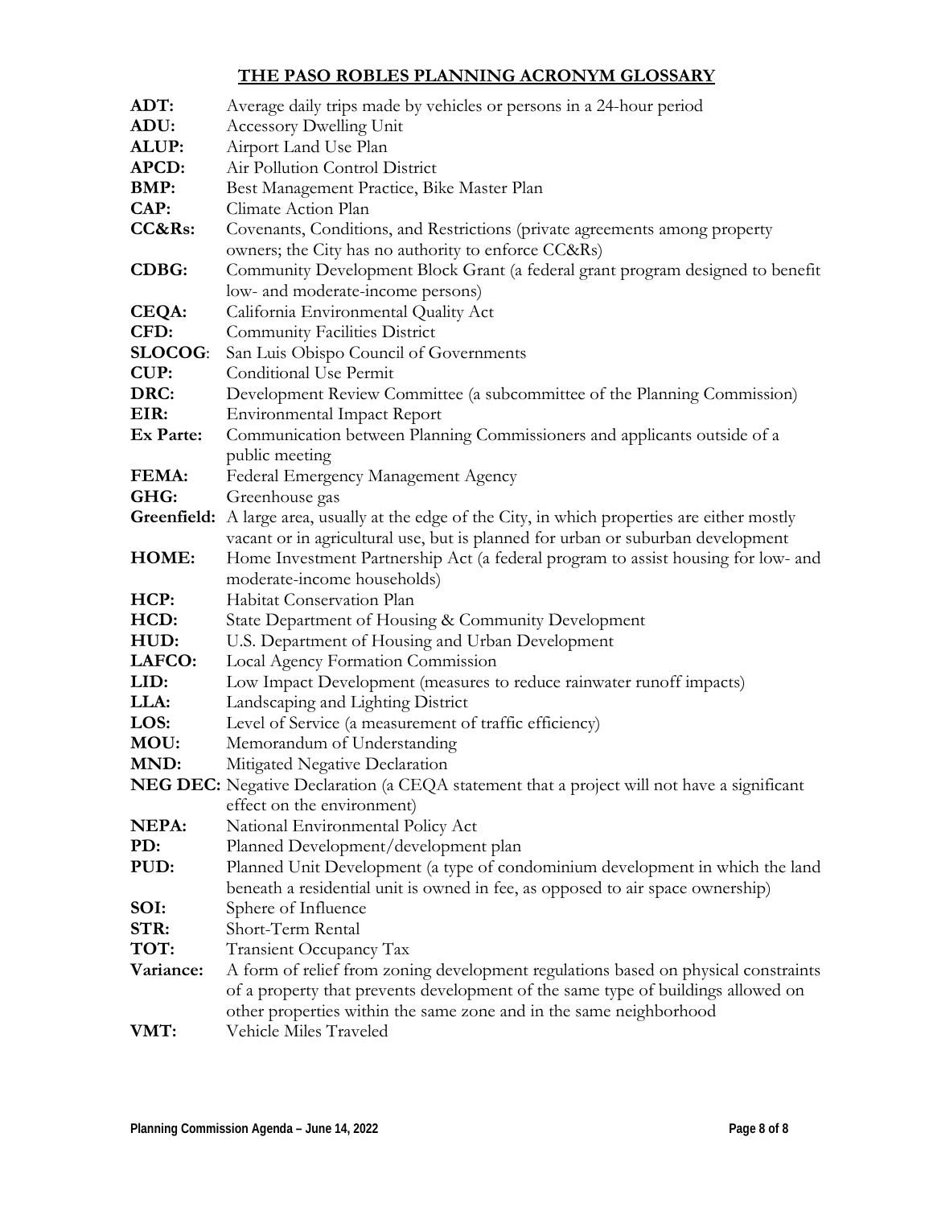# THE PASO ROBLES PLANNING ACRONYM GLOSSARY

**ADT:** Average daily trips made by vehicles or persons in a 24-hour period

**ADU:** Accessory Dwelling Unit

**ALUP:** Airport Land Use Plan

**APCD:** Air Pollution Control District

**BMP:** Best Management Practice, Bike Master Plan

**CAP:** Climate Action Plan

**CC&Rs:** Covenants, Conditions, and Restrictions (private agreements among property owners; the City has no authority to enforce CC&Rs)

**CDBG:** Community Development Block Grant (a federal grant program designed to benefit low- and moderate-income persons)

**CEQA:** California Environmental Quality Act

**CFD:** Community Facilities District

**SLOCOG**: San Luis Obispo Council of Governments

**CUP:** Conditional Use Permit

**DRC:** Development Review Committee (a subcommittee of the Planning Commission)

**EIR:** Environmental Impact Report

**Ex Parte:** Communication between Planning Commissioners and applicants outside of a public meeting

**FEMA:** Federal Emergency Management Agency

**GHG:** Greenhouse gas

**Greenfield:** A large area, usually at the edge of the City, in which properties are either mostly vacant or in agricultural use, but is planned for urban or suburban development

**HOME:** Home Investment Partnership Act (a federal program to assist housing for low- and moderate-income households)

**HCP:** Habitat Conservation Plan

**HCD:** State Department of Housing & Community Development

**HUD:** U.S. Department of Housing and Urban Development

**LAFCO:** Local Agency Formation Commission

**LID:** Low Impact Development (measures to reduce rainwater runoff impacts)

**LLA:** Landscaping and Lighting District

**LOS:** Level of Service (a measurement of traffic efficiency)

**MOU:** Memorandum of Understanding

**MND:** Mitigated Negative Declaration

**NEG DEC:** Negative Declaration (a CEQA statement that a project will not have a significant effect on the environment)

**NEPA:** National Environmental Policy Act

**PD:** Planned Development/development plan

**PUD:** Planned Unit Development (a type of condominium development in which the land beneath a residential unit is owned in fee, as opposed to air space ownership)

**SOI:** Sphere of Influence

**STR:** Short-Term Rental

**TOT:** Transient Occupancy Tax

**Variance:** A form of relief from zoning development regulations based on physical constraints of a property that prevents development of the same type of buildings allowed on other properties within the same zone and in the same neighborhood

**VMT:** Vehicle Miles Traveled